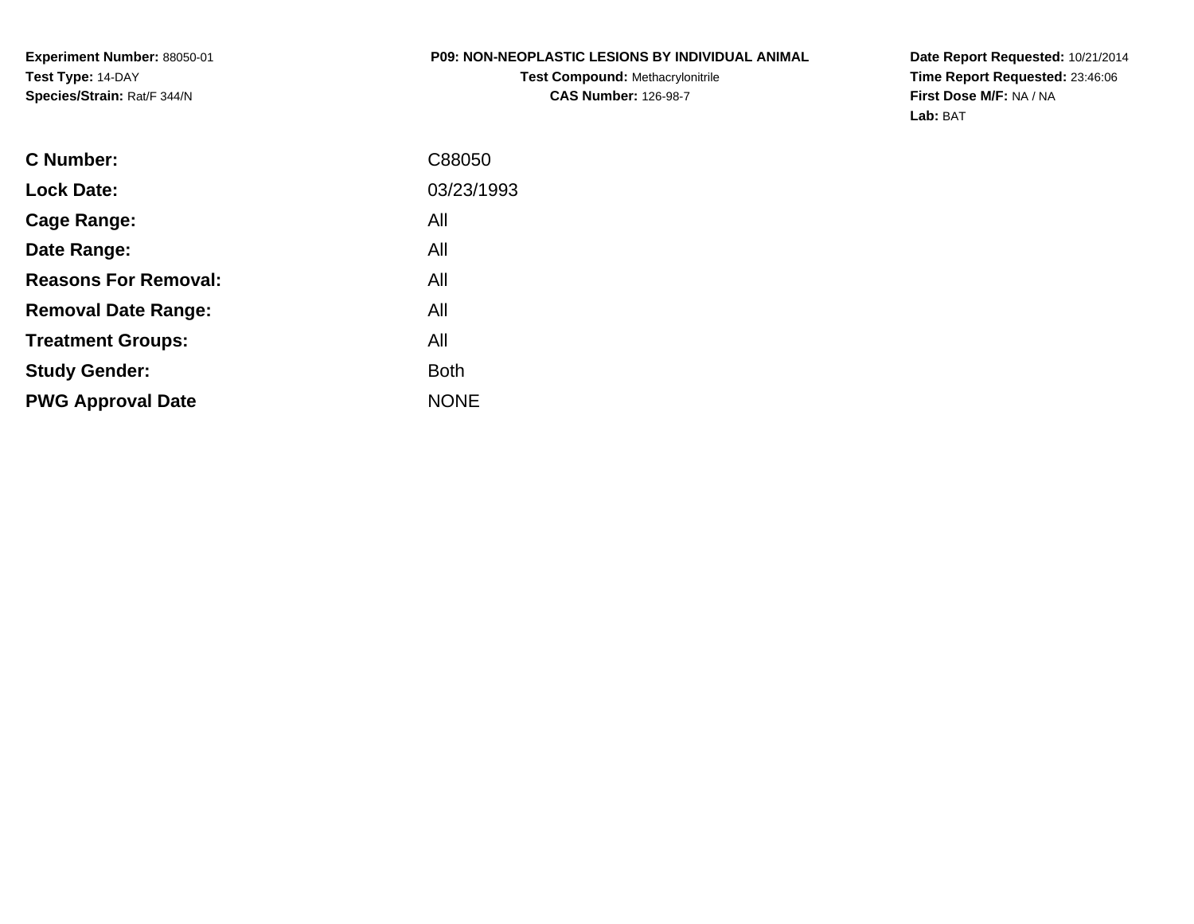**Experiment Number:** 88050-01
**Test Type:** 14-DAY
**Species/Strain:** Rat/F 344/N

**P09: NON-NEOPLASTIC LESIONS BY INDIVIDUAL ANIMAL**
**Test Compound:** Methacrylonitrile
**CAS Number:** 126-98-7

**Date Report Requested:** 10/21/2014
**Time Report Requested:** 23:46:06
**First Dose M/F:** NA / NA
**Lab:** BAT

| | |
|---|---|
| **C Number:** | C88050 |
| **Lock Date:** | 03/23/1993 |
| **Cage Range:** | All |
| **Date Range:** | All |
| **Reasons For Removal:** | All |
| **Removal Date Range:** | All |
| **Treatment Groups:** | All |
| **Study Gender:** | Both |
| **PWG Approval Date** | NONE |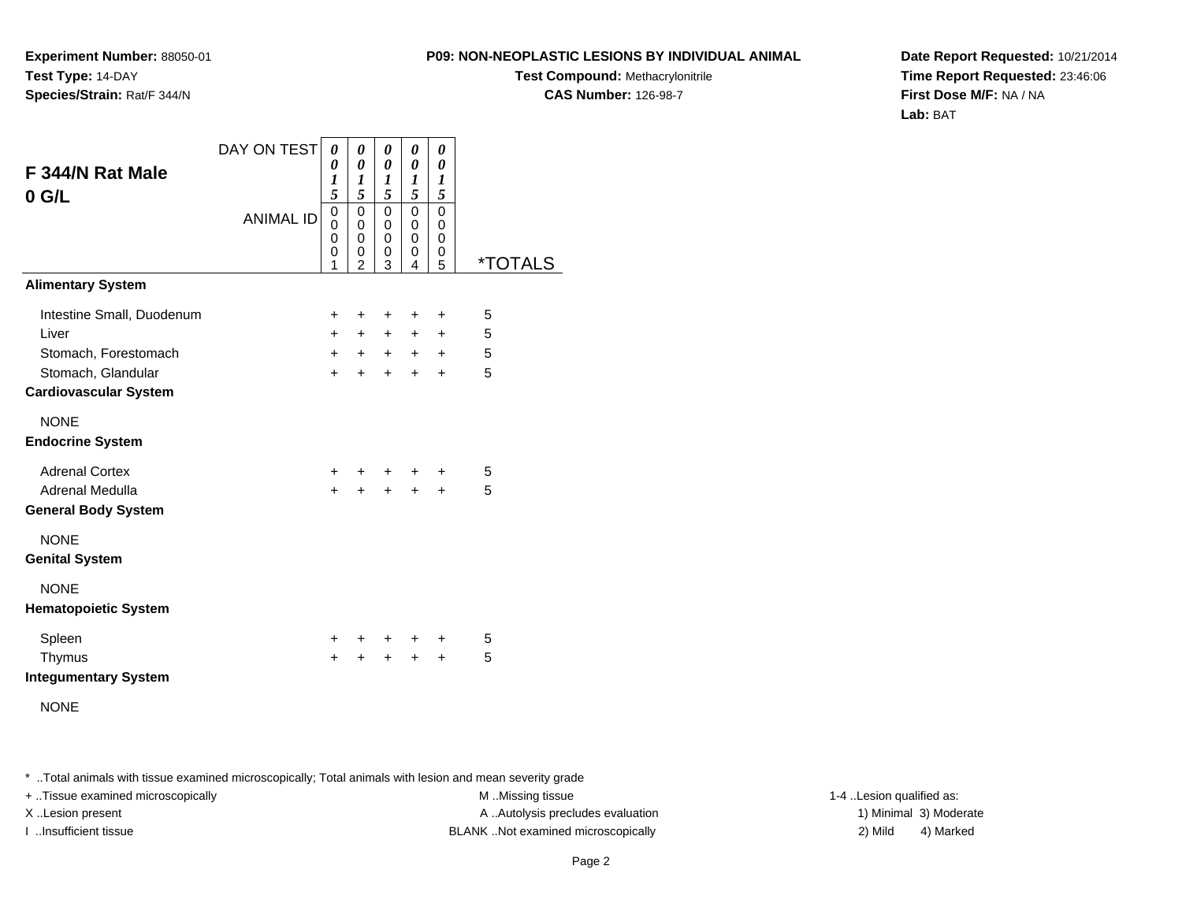**Experiment Number:** 88050-01
**Test Type:** 14-DAY
**Species/Strain:** Rat/F 344/N

**P09: NON-NEOPLASTIC LESIONS BY INDIVIDUAL ANIMAL**
**Test Compound:** Methacrylonitrile
**CAS Number:** 126-98-7

**Date Report Requested:** 10/21/2014
**Time Report Requested:** 23:46:06
**First Dose M/F:** NA / NA
**Lab:** BAT

## F 344/N Rat Male
## 0 G/L

| DAY ON TEST | 0015 | 0015 | 0015 | 0015 | 0015 | |
|---|---|---|---|---|---|---|
| ANIMAL ID | 00001 | 00002 | 00003 | 00004 | 00005 | *TOTALS |
| **Alimentary System** | | | | | | |
| Intestine Small, Duodenum | + | + | + | + | + | 5 |
| Liver | + | + | + | + | + | 5 |
| Stomach, Forestomach | + | + | + | + | + | 5 |
| Stomach, Glandular | + | + | + | + | + | 5 |
| **Cardiovascular System** | | | | | | |
| NONE | | | | | | |
| **Endocrine System** | | | | | | |
| Adrenal Cortex | + | + | + | + | + | 5 |
| Adrenal Medulla | + | + | + | + | + | 5 |
| **General Body System** | | | | | | |
| NONE | | | | | | |
| **Genital System** | | | | | | |
| NONE | | | | | | |
| **Hematopoietic System** | | | | | | |
| Spleen | + | + | + | + | + | 5 |
| Thymus | + | + | + | + | + | 5 |
| **Integumentary System** | | | | | | |
| NONE | | | | | | |

* ..Total animals with tissue examined microscopically; Total animals with lesion and mean severity grade
+ ..Tissue examined microscopically
X ..Lesion present
I ..Insufficient tissue

M ..Missing tissue
A ..Autolysis precludes evaluation
BLANK ..Not examined microscopically

1-4 ..Lesion qualified as:
1) Minimal 3) Moderate
2) Mild 4) Marked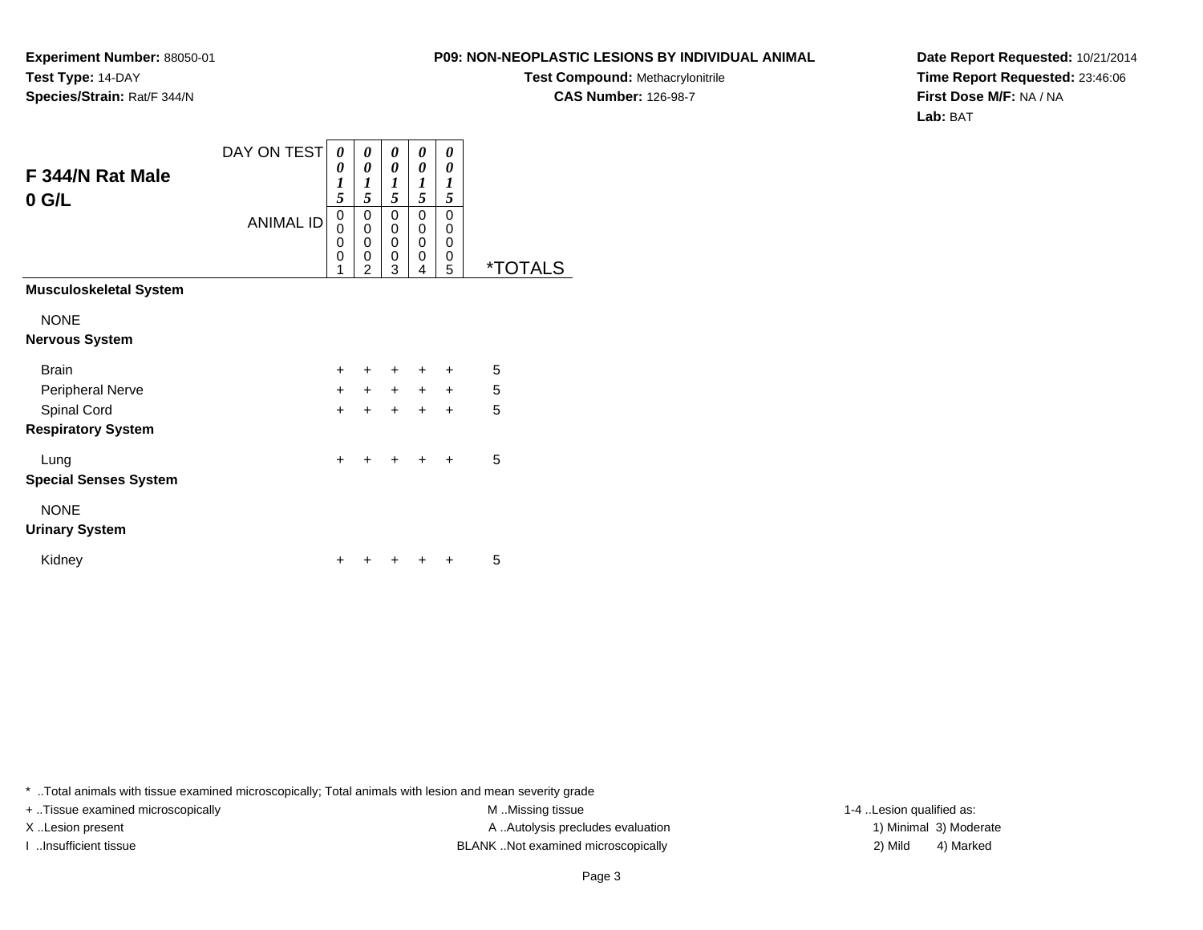**Experiment Number:** 88050-01
**Test Type:** 14-DAY
**Species/Strain:** Rat/F 344/N

**P09: NON-NEOPLASTIC LESIONS BY INDIVIDUAL ANIMAL**
**Test Compound:** Methacrylonitrile
**CAS Number:** 126-98-7

**Date Report Requested:** 10/21/2014
**Time Report Requested:** 23:46:06
**First Dose M/F:** NA / NA
**Lab:** BAT

## F 344/N Rat Male
## 0 G/L

| DAY ON TEST | 0015 | 0015 | 0015 | 0015 | 0015 | |
|---|---|---|---|---|---|---|
| **ANIMAL ID** | 00001 | 00002 | 00003 | 00004 | 00005 | ***TOTALS** |
| **Musculoskeletal System** | | | | | | |
| NONE | | | | | | |
| **Nervous System** | | | | | | |
| Brain | + | + | + | + | + | 5 |
| Peripheral Nerve | + | + | + | + | + | 5 |
| Spinal Cord | + | + | + | + | + | 5 |
| **Respiratory System** | | | | | | |
| Lung | + | + | + | + | + | 5 |
| **Special Senses System** | | | | | | |
| NONE | | | | | | |
| **Urinary System** | | | | | | |
| Kidney | + | + | + | + | + | 5 |

* ..Total animals with tissue examined microscopically; Total animals with lesion and mean severity grade
+ ..Tissue examined microscopically
X ..Lesion present
I ..Insufficient tissue
M ..Missing tissue
A ..Autolysis precludes evaluation
BLANK ..Not examined microscopically
1-4 ..Lesion qualified as:
1) Minimal 3) Moderate
2) Mild 4) Marked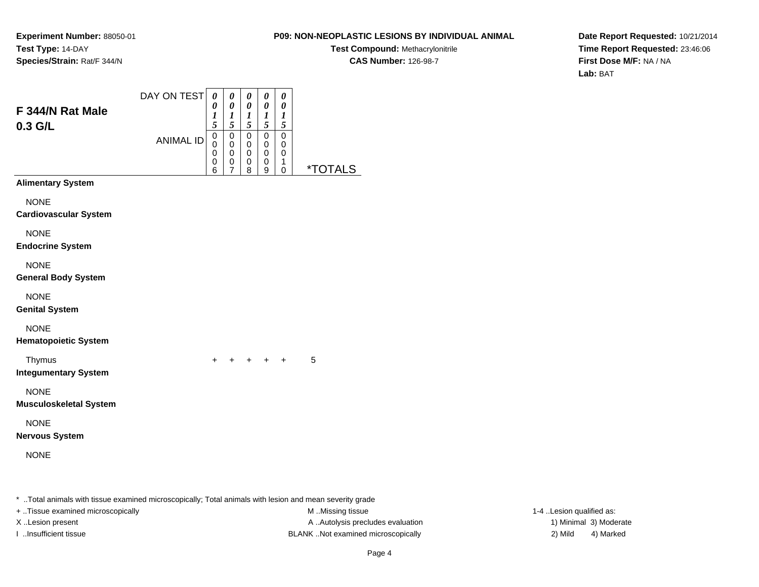**Experiment Number:** 88050-01
**Test Type:** 14-DAY
**Species/Strain:** Rat/F 344/N

**P09: NON-NEOPLASTIC LESIONS BY INDIVIDUAL ANIMAL**
**Test Compound:** Methacrylonitrile
**CAS Number:** 126-98-7

**Date Report Requested:** 10/21/2014
**Time Report Requested:** 23:46:06
**First Dose M/F:** NA / NA
**Lab:** BAT

## F 344/N Rat Male 0.3 G/L

| DAY ON TEST | 0015 | 0015 | 0015 | 0015 | 0015 | |
|---|---|---|---|---|---|---|
| **ANIMAL ID** | 00006 | 00007 | 00008 | 00009 | 00010 | ***TOTALS** |
| **Alimentary System** | | | | | | |
| NONE | | | | | | |
| **Cardiovascular System** | | | | | | |
| NONE | | | | | | |
| **Endocrine System** | | | | | | |
| NONE | | | | | | |
| **General Body System** | | | | | | |
| NONE | | | | | | |
| **Genital System** | | | | | | |
| NONE | | | | | | |
| **Hematopoietic System** | | | | | | |
| Thymus | + | + | + | + | + | 5 |
| **Integumentary System** | | | | | | |
| NONE | | | | | | |
| **Musculoskeletal System** | | | | | | |
| NONE | | | | | | |
| **Nervous System** | | | | | | |
| NONE | | | | | | |

* ..Total animals with tissue examined microscopically; Total animals with lesion and mean severity grade

+ ..Tissue examined microscopically
X ..Lesion present
I ..Insufficient tissue

M ..Missing tissue
A ..Autolysis precludes evaluation
BLANK ..Not examined microscopically

1-4 ..Lesion qualified as:
1) Minimal 3) Moderate
2) Mild 4) Marked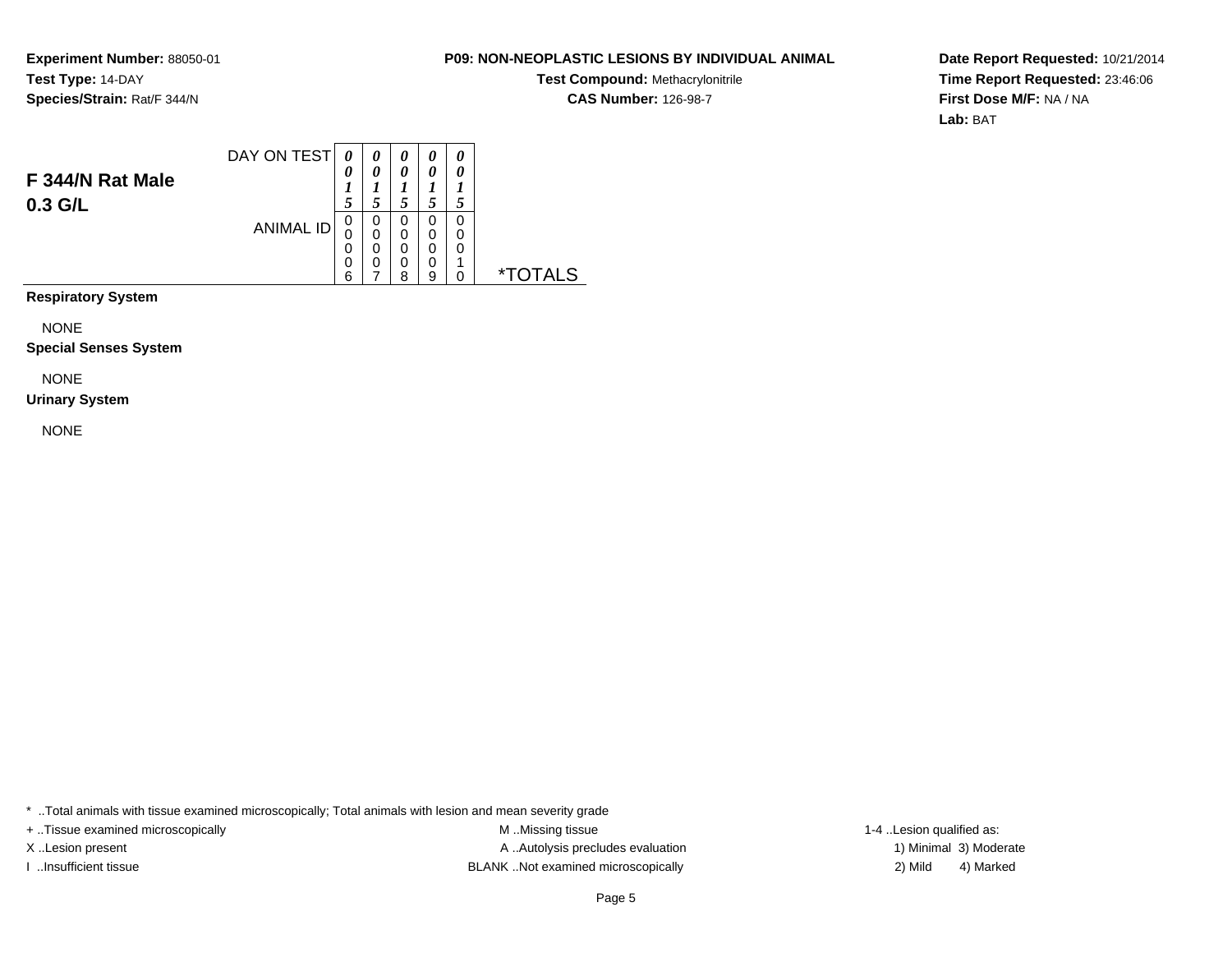**Experiment Number:** 88050-01
**Test Type:** 14-DAY
**Species/Strain:** Rat/F 344/N

**P09: NON-NEOPLASTIC LESIONS BY INDIVIDUAL ANIMAL**
**Test Compound:** Methacrylonitrile
**CAS Number:** 126-98-7

**Date Report Requested:** 10/21/2014
**Time Report Requested:** 23:46:06
**First Dose M/F:** NA / NA
**Lab:** BAT

| **F 344/N Rat Male 0.3 G/L** | | | | | | |
|---|---|---|---|---|---|---|
| DAY ON TEST | 0015 | 0015 | 0015 | 0015 | 0015 | |
| ANIMAL ID | 00006 | 00007 | 00008 | 00009 | 00010 | *TOTALS |

**Respiratory System**

NONE

**Special Senses System**

NONE

**Urinary System**

NONE

* ..Total animals with tissue examined microscopically; Total animals with lesion and mean severity grade
+ ..Tissue examined microscopically
X ..Lesion present
I ..Insufficient tissue
M ..Missing tissue
A ..Autolysis precludes evaluation
BLANK ..Not examined microscopically
1-4 ..Lesion qualified as:
1) Minimal 3) Moderate
2) Mild 4) Marked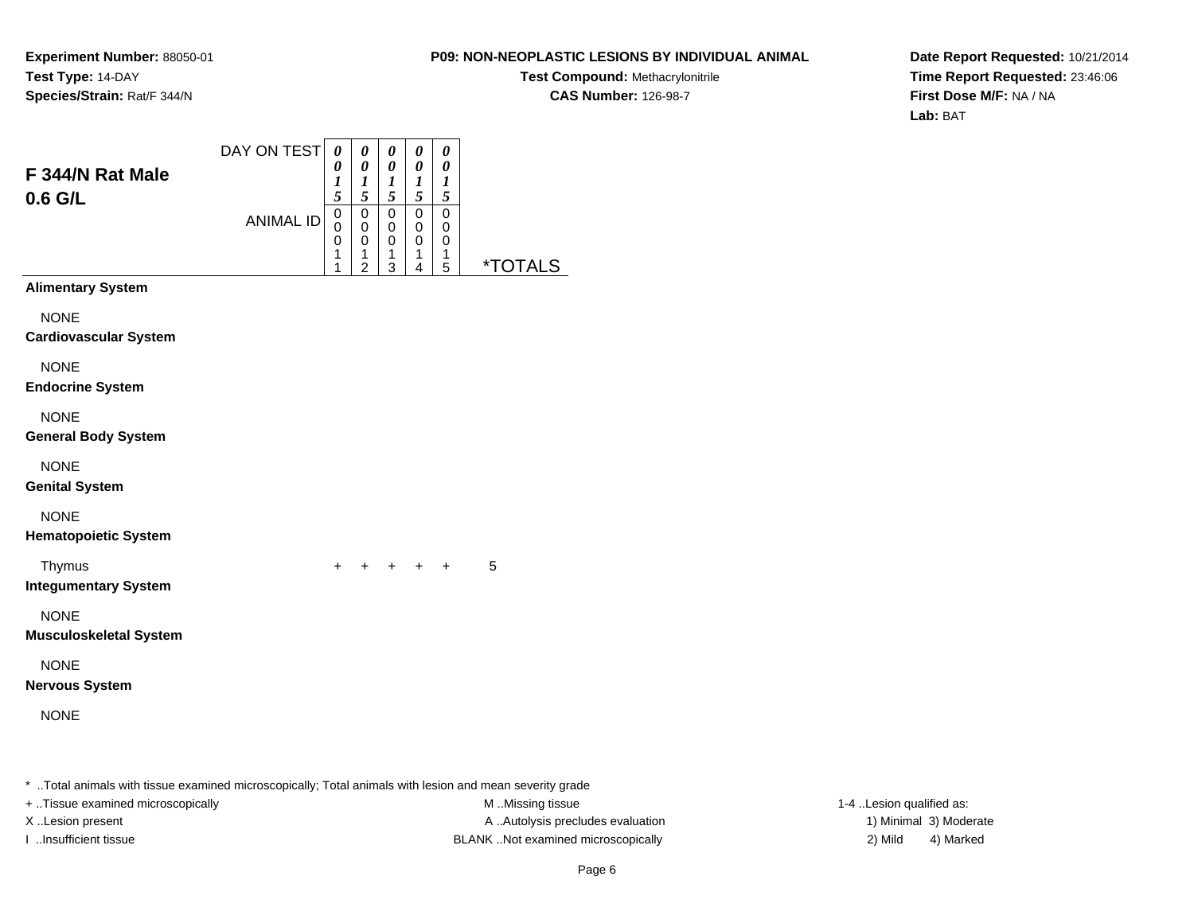**Experiment Number:** 88050-01
**Test Type:** 14-DAY
**Species/Strain:** Rat/F 344/N

**P09: NON-NEOPLASTIC LESIONS BY INDIVIDUAL ANIMAL**
**Test Compound:** Methacrylonitrile
**CAS Number:** 126-98-7

**Date Report Requested:** 10/21/2014
**Time Report Requested:** 23:46:06
**First Dose M/F:** NA / NA
**Lab:** BAT

## F 344/N Rat Male
## 0.6 G/L

| DAY ON TEST | 0015 | 0015 | 0015 | 0015 | 0015 | |
|---|---|---|---|---|---|---|
| **ANIMAL ID** | 00011 | 00012 | 00013 | 00014 | 00015 | ***TOTALS** |
| **Alimentary System** | | | | | | |
| NONE | | | | | | |
| **Cardiovascular System** | | | | | | |
| NONE | | | | | | |
| **Endocrine System** | | | | | | |
| NONE | | | | | | |
| **General Body System** | | | | | | |
| NONE | | | | | | |
| **Genital System** | | | | | | |
| NONE | | | | | | |
| **Hematopoietic System** | | | | | | |
| Thymus | + | + | + | + | + | 5 |
| **Integumentary System** | | | | | | |
| NONE | | | | | | |
| **Musculoskeletal System** | | | | | | |
| NONE | | | | | | |
| **Nervous System** | | | | | | |
| NONE | | | | | | |

* ..Total animals with tissue examined microscopically; Total animals with lesion and mean severity grade
+ ..Tissue examined microscopically
X ..Lesion present
I ..Insufficient tissue
M ..Missing tissue
A ..Autolysis precludes evaluation
BLANK ..Not examined microscopically
1-4 ..Lesion qualified as:
1) Minimal 3) Moderate
2) Mild 4) Marked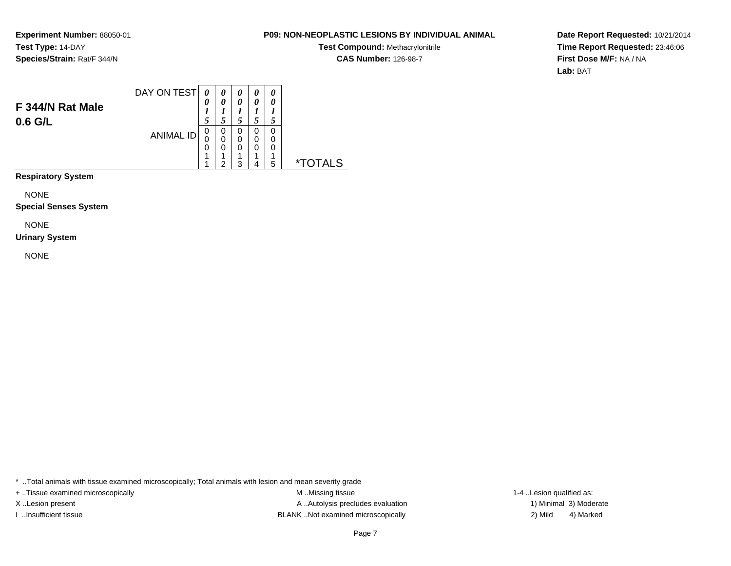**Experiment Number:** 88050-01
**Test Type:** 14-DAY
**Species/Strain:** Rat/F 344/N

**P09: NON-NEOPLASTIC LESIONS BY INDIVIDUAL ANIMAL**
**Test Compound:** Methacrylonitrile
**CAS Number:** 126-98-7

**Date Report Requested:** 10/21/2014
**Time Report Requested:** 23:46:06
**First Dose M/F:** NA / NA
**Lab:** BAT

## F 344/N Rat Male
## 0.6 G/L

| | | | | | | |
|---|---|---|---|---|---|---|
| DAY ON TEST | ***0015*** | ***0015*** | ***0015*** | ***0015*** | ***0015*** | |
| ANIMAL ID | 00011 | 00012 | 00013 | 00014 | 00015 | *TOTALS |

**Respiratory System**

NONE

**Special Senses System**

NONE

**Urinary System**

NONE

* ..Total animals with tissue examined microscopically; Total animals with lesion and mean severity grade
+ ..Tissue examined microscopically
X ..Lesion present
I ..Insufficient tissue

M ..Missing tissue
A ..Autolysis precludes evaluation
BLANK ..Not examined microscopically

1-4 ..Lesion qualified as:
1) Minimal 3) Moderate
2) Mild 4) Marked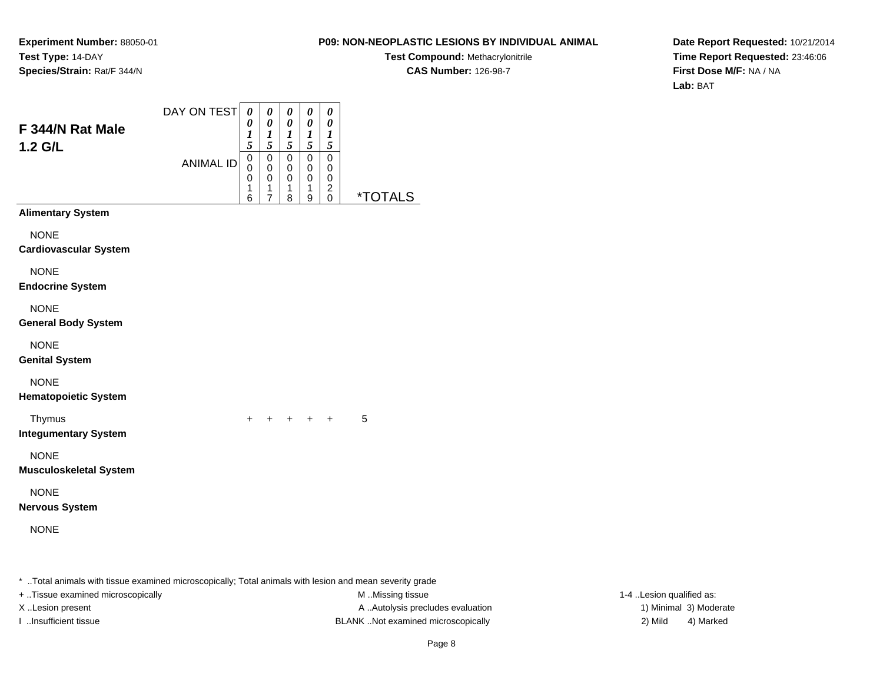**Experiment Number:** 88050-01
**Test Type:** 14-DAY
**Species/Strain:** Rat/F 344/N

**P09: NON-NEOPLASTIC LESIONS BY INDIVIDUAL ANIMAL**
**Test Compound:** Methacrylonitrile
**CAS Number:** 126-98-7

**Date Report Requested:** 10/21/2014
**Time Report Requested:** 23:46:06
**First Dose M/F:** NA / NA
**Lab:** BAT

## F 344/N Rat Male 1.2 G/L

| | | | | | | |
|---|---|---|---|---|---|---|
| DAY ON TEST | 0015 | 0015 | 0015 | 0015 | 0015 | |
| ANIMAL ID | 00016 | 00017 | 00018 | 00019 | 00020 | *TOTALS |
| **Alimentary System** | | | | | | |
| NONE | | | | | | |
| **Cardiovascular System** | | | | | | |
| NONE | | | | | | |
| **Endocrine System** | | | | | | |
| NONE | | | | | | |
| **General Body System** | | | | | | |
| NONE | | | | | | |
| **Genital System** | | | | | | |
| NONE | | | | | | |
| **Hematopoietic System** | | | | | | |
| Thymus | + | + | + | + | + | 5 |
| **Integumentary System** | | | | | | |
| NONE | | | | | | |
| **Musculoskeletal System** | | | | | | |
| NONE | | | | | | |
| **Nervous System** | | | | | | |
| NONE | | | | | | |

* ..Total animals with tissue examined microscopically; Total animals with lesion and mean severity grade
+ ..Tissue examined microscopically
X ..Lesion present
I ..Insufficient tissue

M ..Missing tissue
A ..Autolysis precludes evaluation
BLANK ..Not examined microscopically

1-4 ..Lesion qualified as:
1) Minimal 3) Moderate
2) Mild 4) Marked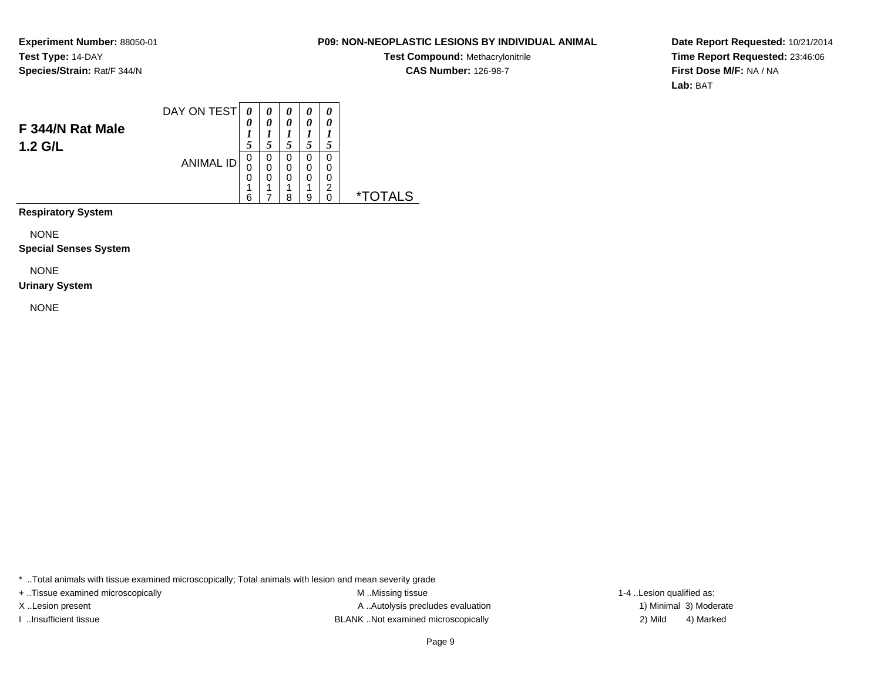**Experiment Number:** 88050-01
**Test Type:** 14-DAY
**Species/Strain:** Rat/F 344/N

**P09: NON-NEOPLASTIC LESIONS BY INDIVIDUAL ANIMAL**
**Test Compound:** Methacrylonitrile
**CAS Number:** 126-98-7

**Date Report Requested:** 10/21/2014
**Time Report Requested:** 23:46:06
**First Dose M/F:** NA / NA
**Lab:** BAT

## F 344/N Rat Male
## 1.2 G/L

| DAY ON TEST | 0015 | 0015 | 0015 | 0015 | 0015 | |
|---|---|---|---|---|---|---|
| ANIMAL ID | 00016 | 00017 | 00018 | 00019 | 00020 | *TOTALS |

**Respiratory System**

NONE

**Special Senses System**

NONE

**Urinary System**

NONE

* ..Total animals with tissue examined microscopically; Total animals with lesion and mean severity grade
+ ..Tissue examined microscopically
X ..Lesion present
I ..Insufficient tissue
M ..Missing tissue
A ..Autolysis precludes evaluation
BLANK ..Not examined microscopically
1-4 ..Lesion qualified as:
1) Minimal 3) Moderate
2) Mild 4) Marked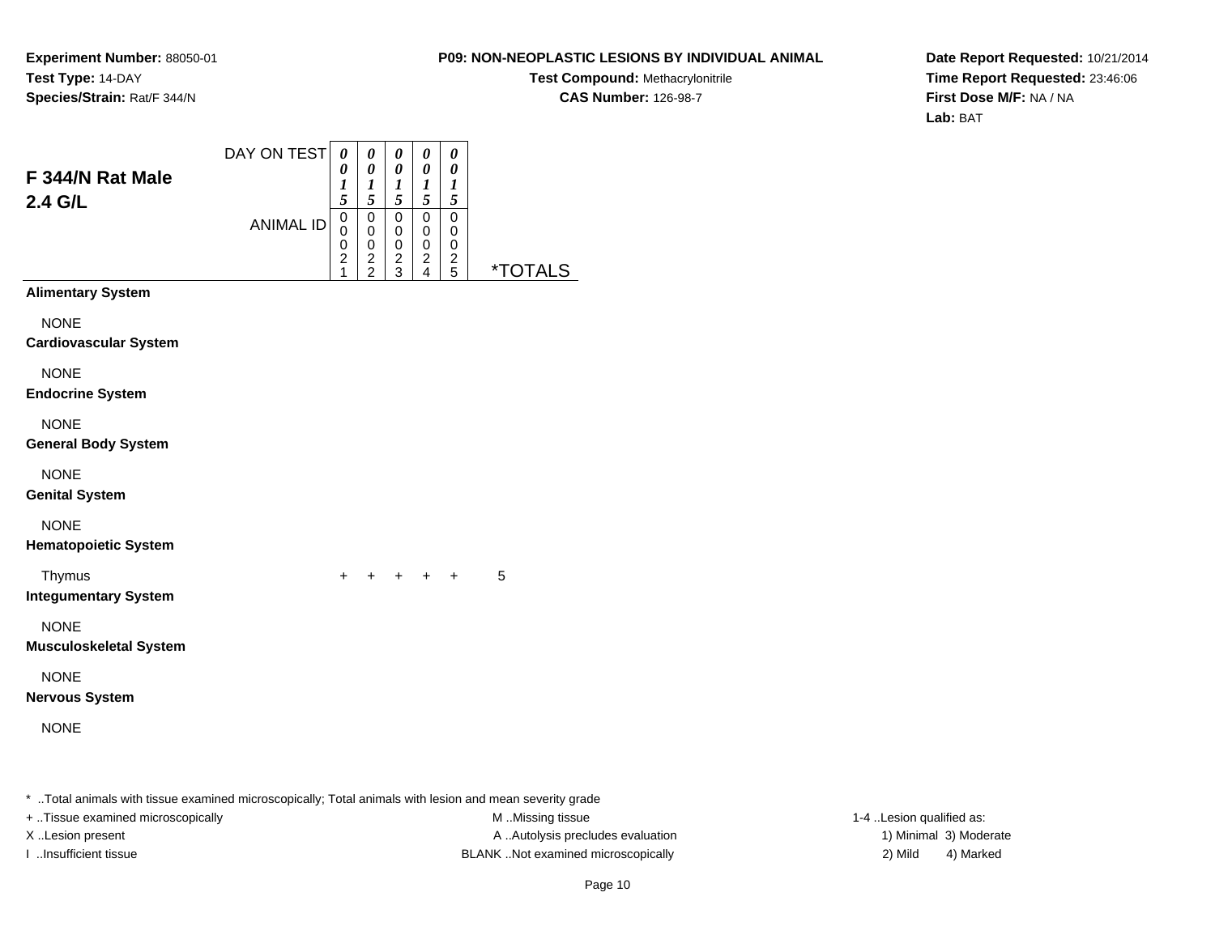**Experiment Number:** 88050-01
**Test Type:** 14-DAY
**Species/Strain:** Rat/F 344/N

**P09: NON-NEOPLASTIC LESIONS BY INDIVIDUAL ANIMAL**
**Test Compound:** Methacrylonitrile
**CAS Number:** 126-98-7

**Date Report Requested:** 10/21/2014
**Time Report Requested:** 23:46:06
**First Dose M/F:** NA / NA
**Lab:** BAT

## F 344/N Rat Male 2.4 G/L

| | | | | | | |
|---|---|---|---|---|---|---|
| DAY ON TEST | 0015 | 0015 | 0015 | 0015 | 0015 | |
| ANIMAL ID | 00021 | 00022 | 00023 | 00024 | 00025 | *TOTALS |
| **Alimentary System** | | | | | | |
| NONE | | | | | | |
| **Cardiovascular System** | | | | | | |
| NONE | | | | | | |
| **Endocrine System** | | | | | | |
| NONE | | | | | | |
| **General Body System** | | | | | | |
| NONE | | | | | | |
| **Genital System** | | | | | | |
| NONE | | | | | | |
| **Hematopoietic System** | | | | | | |
| Thymus | + | + | + | + | + | 5 |
| **Integumentary System** | | | | | | |
| NONE | | | | | | |
| **Musculoskeletal System** | | | | | | |
| NONE | | | | | | |
| **Nervous System** | | | | | | |
| NONE | | | | | | |

\* ..Total animals with tissue examined microscopically; Total animals with lesion and mean severity grade

+ ..Tissue examined microscopically
X ..Lesion present
I ..Insufficient tissue

M ..Missing tissue
A ..Autolysis precludes evaluation
BLANK ..Not examined microscopically

1-4 ..Lesion qualified as:
1) Minimal 3) Moderate
2) Mild 4) Marked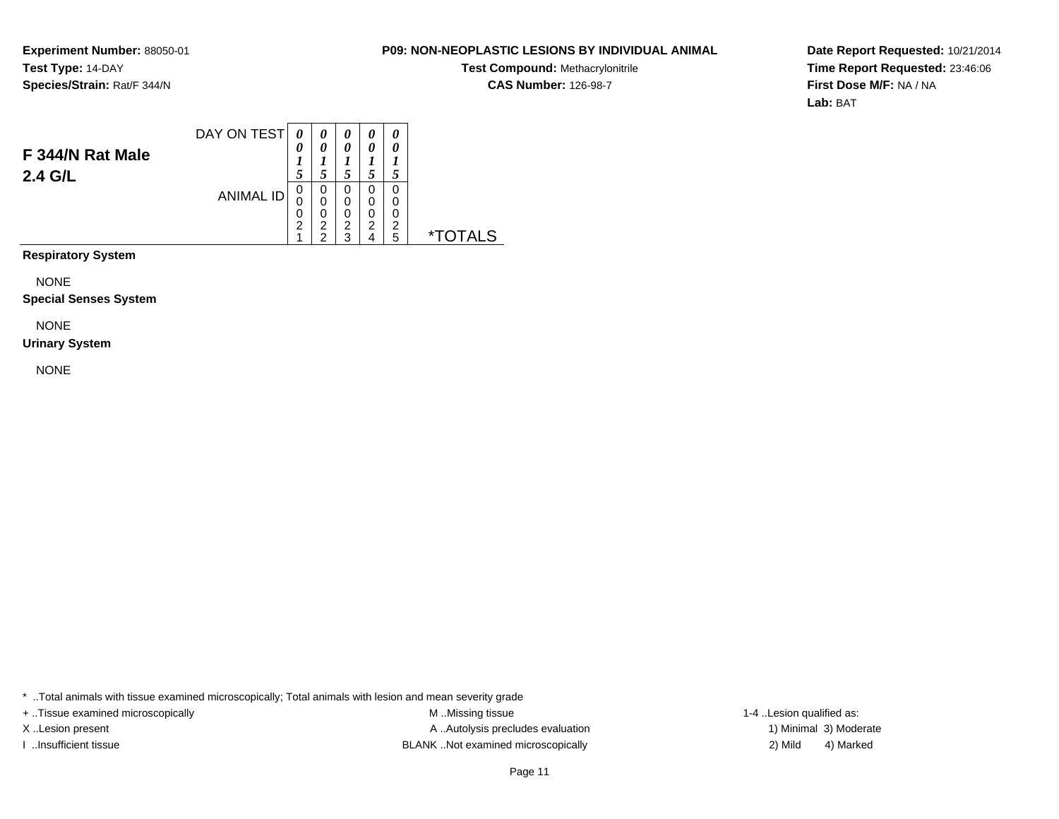**Experiment Number:** 88050-01
**Test Type:** 14-DAY
**Species/Strain:** Rat/F 344/N

**P09: NON-NEOPLASTIC LESIONS BY INDIVIDUAL ANIMAL**
**Test Compound:** Methacrylonitrile
**CAS Number:** 126-98-7

**Date Report Requested:** 10/21/2014
**Time Report Requested:** 23:46:06
**First Dose M/F:** NA / NA
**Lab:** BAT

## F 344/N Rat Male
## 2.4 G/L

| | | | | | | |
|---|---|---|---|---|---|---|
| DAY ON TEST | 0015 | 0015 | 0015 | 0015 | 0015 | |
| ANIMAL ID | 00021 | 00022 | 00023 | 00024 | 00025 | *TOTALS |
| **Respiratory System** | | | | | | |
| NONE | | | | | | |
| **Special Senses System** | | | | | | |
| NONE | | | | | | |
| **Urinary System** | | | | | | |
| NONE | | | | | | |

* ..Total animals with tissue examined microscopically; Total animals with lesion and mean severity grade

+ ..Tissue examined microscopically
X ..Lesion present
I ..Insufficient tissue

M ..Missing tissue
A ..Autolysis precludes evaluation
BLANK ..Not examined microscopically

1-4 ..Lesion qualified as:
1) Minimal 3) Moderate
2) Mild 4) Marked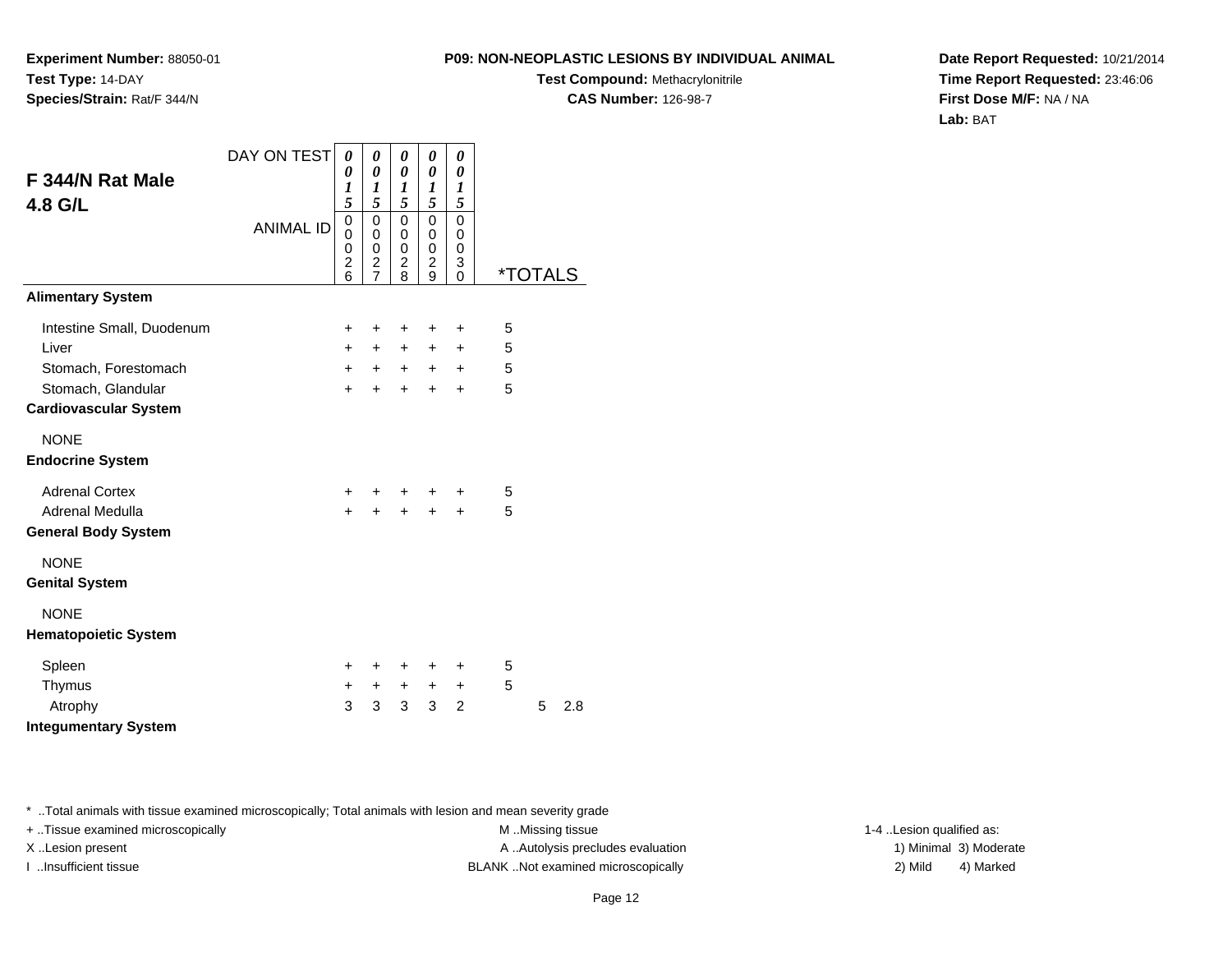**Experiment Number:** 88050-01
**Test Type:** 14-DAY
**Species/Strain:** Rat/F 344/N

**P09: NON-NEOPLASTIC LESIONS BY INDIVIDUAL ANIMAL**
**Test Compound:** Methacrylonitrile
**CAS Number:** 126-98-7

**Date Report Requested:** 10/21/2014
**Time Report Requested:** 23:46:06
**First Dose M/F:** NA / NA
**Lab:** BAT

## F 344/N Rat Male 4.8 G/L

| DAY ON TEST | 0015 | 0015 | 0015 | 0015 | 0015 | | |
|---|---|---|---|---|---|---|---|
| ANIMAL ID | 00026 | 00027 | 00028 | 00029 | 00030 | *TOTALS | |
| **Alimentary System** | | | | | | | |
| Intestine Small, Duodenum | + | + | + | + | + | 5 | |
| Liver | + | + | + | + | + | 5 | |
| Stomach, Forestomach | + | + | + | + | + | 5 | |
| Stomach, Glandular | + | + | + | + | + | 5 | |
| **Cardiovascular System** | | | | | | | |
| NONE | | | | | | | |
| **Endocrine System** | | | | | | | |
| Adrenal Cortex | + | + | + | + | + | 5 | |
| Adrenal Medulla | + | + | + | + | + | 5 | |
| **General Body System** | | | | | | | |
| NONE | | | | | | | |
| **Genital System** | | | | | | | |
| NONE | | | | | | | |
| **Hematopoietic System** | | | | | | | |
| Spleen | + | + | + | + | + | 5 | |
| Thymus | + | + | + | + | + | 5 | |
| Atrophy | 3 | 3 | 3 | 3 | 2 | 5 | 2.8 |
| **Integumentary System** | | | | | | | |

\* ..Total animals with tissue examined microscopically; Total animals with lesion and mean severity grade
+ ..Tissue examined microscopically
X ..Lesion present
I ..Insufficient tissue
M ..Missing tissue
A ..Autolysis precludes evaluation
BLANK ..Not examined microscopically
1-4 ..Lesion qualified as:
1) Minimal 3) Moderate
2) Mild 4) Marked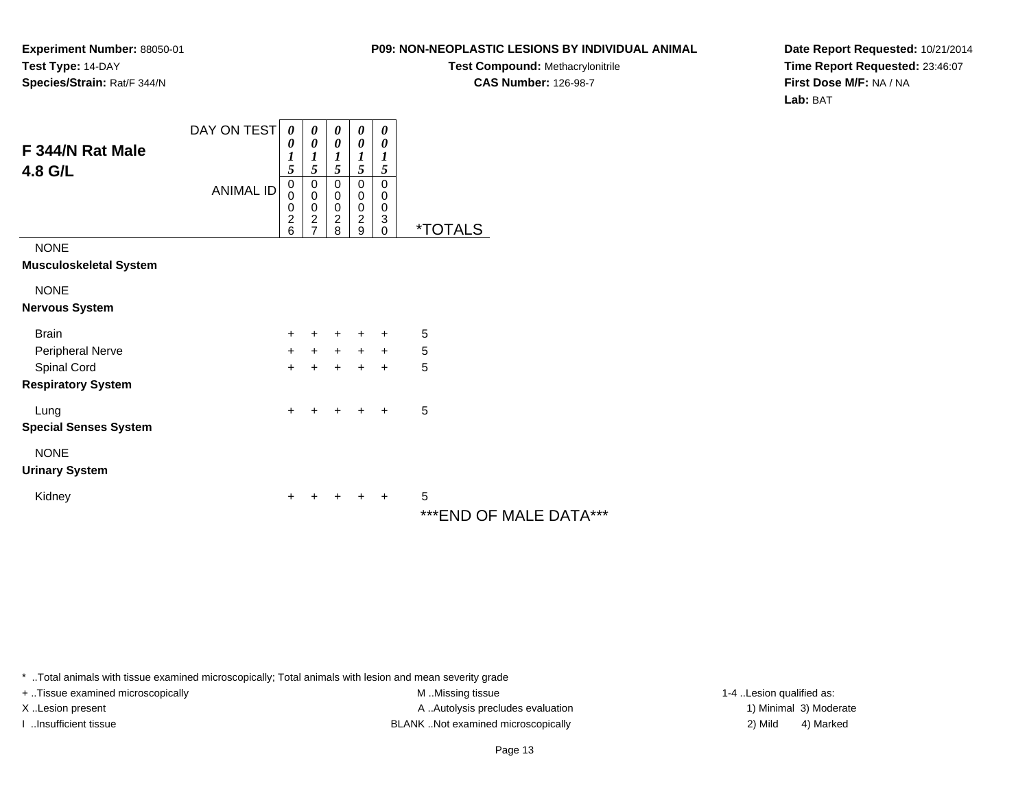**Experiment Number:** 88050-01
**Test Type:** 14-DAY
**Species/Strain:** Rat/F 344/N

**P09: NON-NEOPLASTIC LESIONS BY INDIVIDUAL ANIMAL**
**Test Compound:** Methacrylonitrile
**CAS Number:** 126-98-7

**Date Report Requested:** 10/21/2014
**Time Report Requested:** 23:46:07
**First Dose M/F:** NA / NA
**Lab:** BAT

## F 344/N Rat Male
## 4.8 G/L

| DAY ON TEST | 0015 | 0015 | 0015 | 0015 | 0015 | |
|---|---|---|---|---|---|---|
| ANIMAL ID | 00026 | 00027 | 00028 | 00029 | 00030 | *TOTALS |
| NONE | | | | | | |
| **Musculoskeletal System** | | | | | | |
| NONE | | | | | | |
| **Nervous System** | | | | | | |
| Brain | + | + | + | + | + | 5 |
| Peripheral Nerve | + | + | + | + | + | 5 |
| Spinal Cord | + | + | + | + | + | 5 |
| **Respiratory System** | | | | | | |
| Lung | + | + | + | + | + | 5 |
| **Special Senses System** | | | | | | |
| NONE | | | | | | |
| **Urinary System** | | | | | | |
| Kidney | + | + | + | + | + | 5 |

***END OF MALE DATA***

* ..Total animals with tissue examined microscopically; Total animals with lesion and mean severity grade
+ ..Tissue examined microscopically
X ..Lesion present
I ..Insufficient tissue
M ..Missing tissue
A ..Autolysis precludes evaluation
BLANK ..Not examined microscopically
1-4 ..Lesion qualified as:
1) Minimal 3) Moderate
2) Mild 4) Marked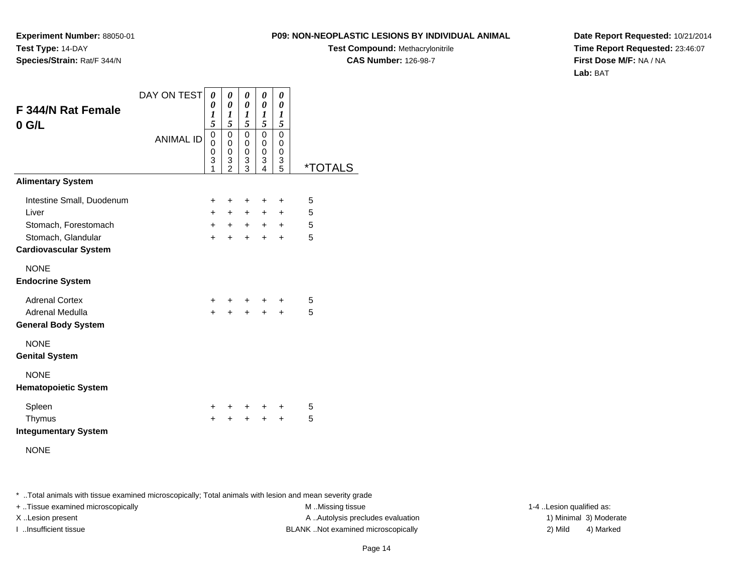**Experiment Number:** 88050-01
**Test Type:** 14-DAY
**Species/Strain:** Rat/F 344/N

**P09: NON-NEOPLASTIC LESIONS BY INDIVIDUAL ANIMAL**
**Test Compound:** Methacrylonitrile
**CAS Number:** 126-98-7

**Date Report Requested:** 10/21/2014
**Time Report Requested:** 23:46:07
**First Dose M/F:** NA / NA
**Lab:** BAT

## F 344/N Rat Female 0 G/L

| DAY ON TEST | 0015 | 0015 | 0015 | 0015 | 0015 | |
|---|---|---|---|---|---|---|
| ANIMAL ID | 00031 | 00032 | 00033 | 00034 | 00035 | *TOTALS |
| **Alimentary System** | | | | | | |
| Intestine Small, Duodenum | + | + | + | + | + | 5 |
| Liver | + | + | + | + | + | 5 |
| Stomach, Forestomach | + | + | + | + | + | 5 |
| Stomach, Glandular | + | + | + | + | + | 5 |
| **Cardiovascular System** | | | | | | |
| NONE | | | | | | |
| **Endocrine System** | | | | | | |
| Adrenal Cortex | + | + | + | + | + | 5 |
| Adrenal Medulla | + | + | + | + | + | 5 |
| **General Body System** | | | | | | |
| NONE | | | | | | |
| **Genital System** | | | | | | |
| NONE | | | | | | |
| **Hematopoietic System** | | | | | | |
| Spleen | + | + | + | + | + | 5 |
| Thymus | + | + | + | + | + | 5 |
| **Integumentary System** | | | | | | |
| NONE | | | | | | |

* ..Total animals with tissue examined microscopically; Total animals with lesion and mean severity grade
+ ..Tissue examined microscopically
X ..Lesion present
I ..Insufficient tissue
M ..Missing tissue
A ..Autolysis precludes evaluation
BLANK ..Not examined microscopically
1-4 ..Lesion qualified as:
1) Minimal 3) Moderate
2) Mild 4) Marked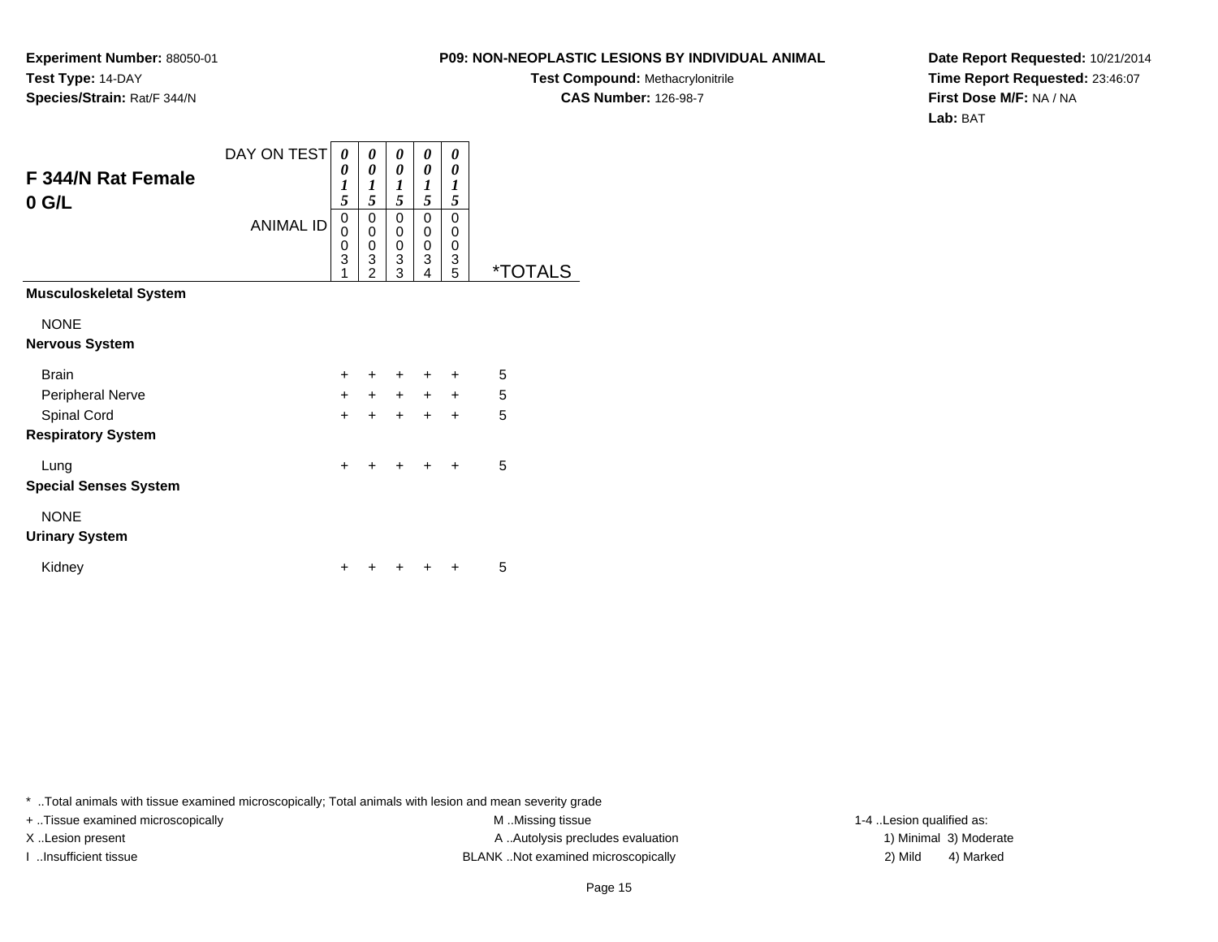**Experiment Number:** 88050-01
**Test Type:** 14-DAY
**Species/Strain:** Rat/F 344/N

**P09: NON-NEOPLASTIC LESIONS BY INDIVIDUAL ANIMAL**
**Test Compound:** Methacrylonitrile
**CAS Number:** 126-98-7

**Date Report Requested:** 10/21/2014
**Time Report Requested:** 23:46:07
**First Dose M/F:** NA / NA
**Lab:** BAT

## F 344/N Rat Female 0 G/L

| DAY ON TEST | 0015 | 0015 | 0015 | 0015 | 0015 | |
|---|---|---|---|---|---|---|
| ANIMAL ID | 00031 | 00032 | 00033 | 00034 | 00035 | *TOTALS |
| **Musculoskeletal System** | | | | | | |
| NONE | | | | | | |
| **Nervous System** | | | | | | |
| Brain | + | + | + | + | + | 5 |
| Peripheral Nerve | + | + | + | + | + | 5 |
| Spinal Cord | + | + | + | + | + | 5 |
| **Respiratory System** | | | | | | |
| Lung | + | + | + | + | + | 5 |
| **Special Senses System** | | | | | | |
| NONE | | | | | | |
| **Urinary System** | | | | | | |
| Kidney | + | + | + | + | + | 5 |

* ..Total animals with tissue examined microscopically; Total animals with lesion and mean severity grade
+ ..Tissue examined microscopically
X ..Lesion present
I ..Insufficient tissue
M ..Missing tissue
A ..Autolysis precludes evaluation
BLANK ..Not examined microscopically
1-4 ..Lesion qualified as:
1) Minimal 3) Moderate
2) Mild 4) Marked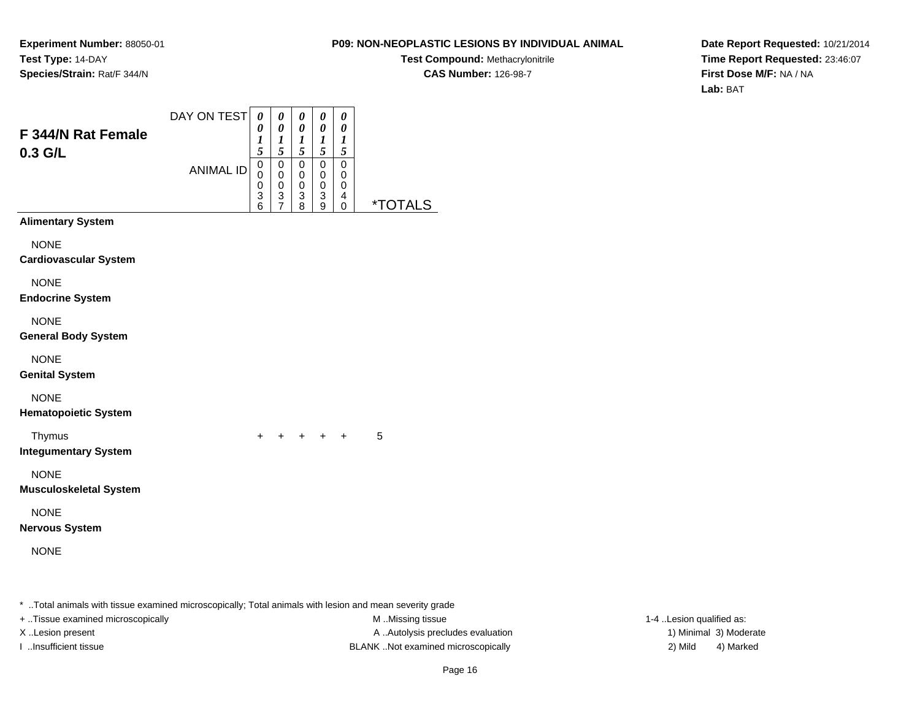**Experiment Number:** 88050-01
**Test Type:** 14-DAY
**Species/Strain:** Rat/F 344/N

**P09: NON-NEOPLASTIC LESIONS BY INDIVIDUAL ANIMAL**
**Test Compound:** Methacrylonitrile
**CAS Number:** 126-98-7

**Date Report Requested:** 10/21/2014
**Time Report Requested:** 23:46:07
**First Dose M/F:** NA / NA
**Lab:** BAT

## F 344/N Rat Female 0.3 G/L

| DAY ON TEST | 0015 | 0015 | 0015 | 0015 | 0015 | |
|---|---|---|---|---|---|---|
| ANIMAL ID | 00036 | 00037 | 00038 | 00039 | 00040 | *TOTALS |
| **Alimentary System** | | | | | | |
| NONE | | | | | | |
| **Cardiovascular System** | | | | | | |
| NONE | | | | | | |
| **Endocrine System** | | | | | | |
| NONE | | | | | | |
| **General Body System** | | | | | | |
| NONE | | | | | | |
| **Genital System** | | | | | | |
| NONE | | | | | | |
| **Hematopoietic System** | | | | | | |
| Thymus | + | + | + | + | + | 5 |
| **Integumentary System** | | | | | | |
| NONE | | | | | | |
| **Musculoskeletal System** | | | | | | |
| NONE | | | | | | |
| **Nervous System** | | | | | | |
| NONE | | | | | | |

* ..Total animals with tissue examined microscopically; Total animals with lesion and mean severity grade
+ ..Tissue examined microscopically
X ..Lesion present
I ..Insufficient tissue

M ..Missing tissue
A ..Autolysis precludes evaluation
BLANK ..Not examined microscopically

1-4 ..Lesion qualified as:
1) Minimal 3) Moderate
2) Mild 4) Marked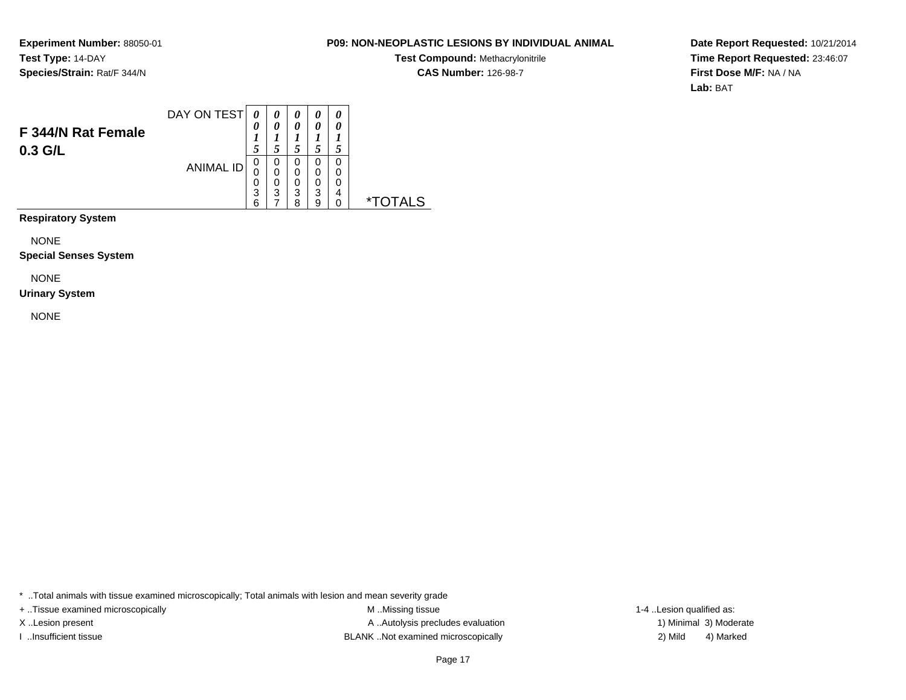**Experiment Number:** 88050-01
**Test Type:** 14-DAY
**Species/Strain:** Rat/F 344/N

**P09: NON-NEOPLASTIC LESIONS BY INDIVIDUAL ANIMAL**
**Test Compound:** Methacrylonitrile
**CAS Number:** 126-98-7

**Date Report Requested:** 10/21/2014
**Time Report Requested:** 23:46:07
**First Dose M/F:** NA / NA
**Lab:** BAT

## F 344/N Rat Female 0.3 G/L

| | | | | | | |
|---|---|---|---|---|---|---|
| DAY ON TEST | 0015 | 0015 | 0015 | 0015 | 0015 | |
| ANIMAL ID | 00036 | 00037 | 00038 | 00039 | 00040 | *TOTALS |

**Respiratory System**

NONE

**Special Senses System**

NONE

**Urinary System**

NONE

* ..Total animals with tissue examined microscopically; Total animals with lesion and mean severity grade
+ ..Tissue examined microscopically
X ..Lesion present
I ..Insufficient tissue
M ..Missing tissue
A ..Autolysis precludes evaluation
BLANK ..Not examined microscopically
1-4 ..Lesion qualified as:
1) Minimal 3) Moderate
2) Mild 4) Marked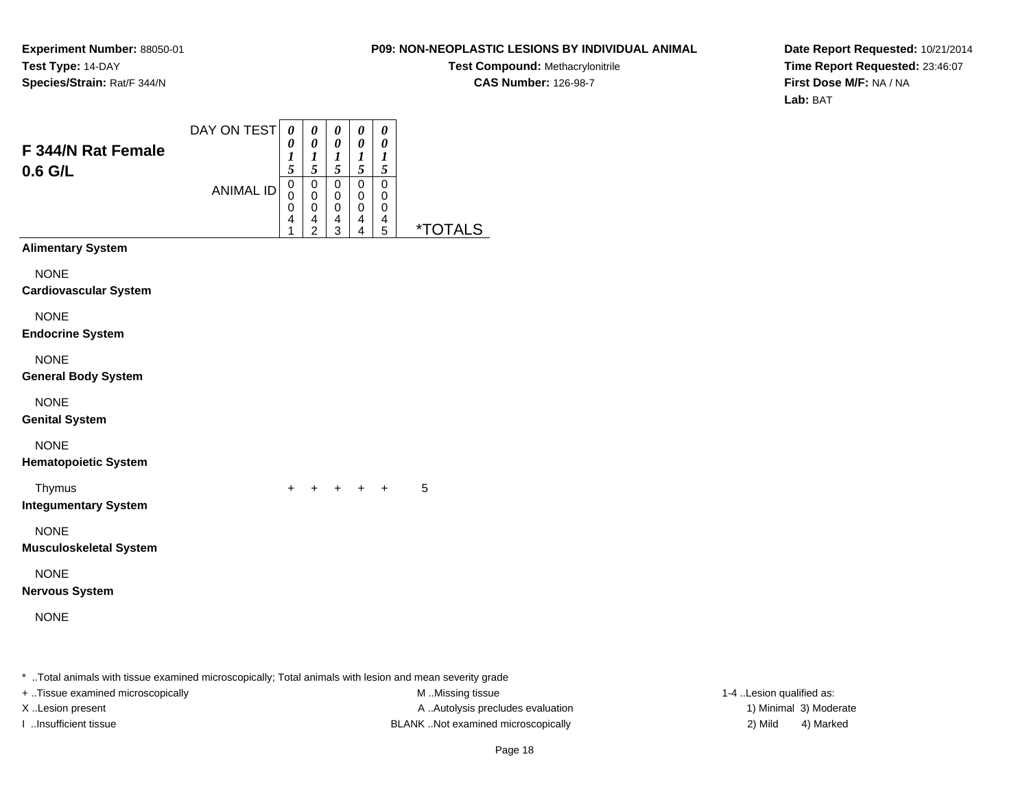**Experiment Number:** 88050-01
**Test Type:** 14-DAY
**Species/Strain:** Rat/F 344/N

**P09: NON-NEOPLASTIC LESIONS BY INDIVIDUAL ANIMAL**
**Test Compound:** Methacrylonitrile
**CAS Number:** 126-98-7

**Date Report Requested:** 10/21/2014
**Time Report Requested:** 23:46:07
**First Dose M/F:** NA / NA
**Lab:** BAT

## F 344/N Rat Female 0.6 G/L

| DAY ON TEST | 0015 | 0015 | 0015 | 0015 | 0015 | |
|---|---|---|---|---|---|---|
| ANIMAL ID | 00041 | 00042 | 00043 | 00044 | 00045 | *TOTALS |
| **Alimentary System** | | | | | | |
| NONE | | | | | | |
| **Cardiovascular System** | | | | | | |
| NONE | | | | | | |
| **Endocrine System** | | | | | | |
| NONE | | | | | | |
| **General Body System** | | | | | | |
| NONE | | | | | | |
| **Genital System** | | | | | | |
| NONE | | | | | | |
| **Hematopoietic System** | | | | | | |
| Thymus | + | + | + | + | + | 5 |
| **Integumentary System** | | | | | | |
| NONE | | | | | | |
| **Musculoskeletal System** | | | | | | |
| NONE | | | | | | |
| **Nervous System** | | | | | | |
| NONE | | | | | | |

* ..Total animals with tissue examined microscopically; Total animals with lesion and mean severity grade
+ ..Tissue examined microscopically
X ..Lesion present
I ..Insufficient tissue
M ..Missing tissue
A ..Autolysis precludes evaluation
BLANK ..Not examined microscopically
1-4 ..Lesion qualified as:
1) Minimal 3) Moderate
2) Mild 4) Marked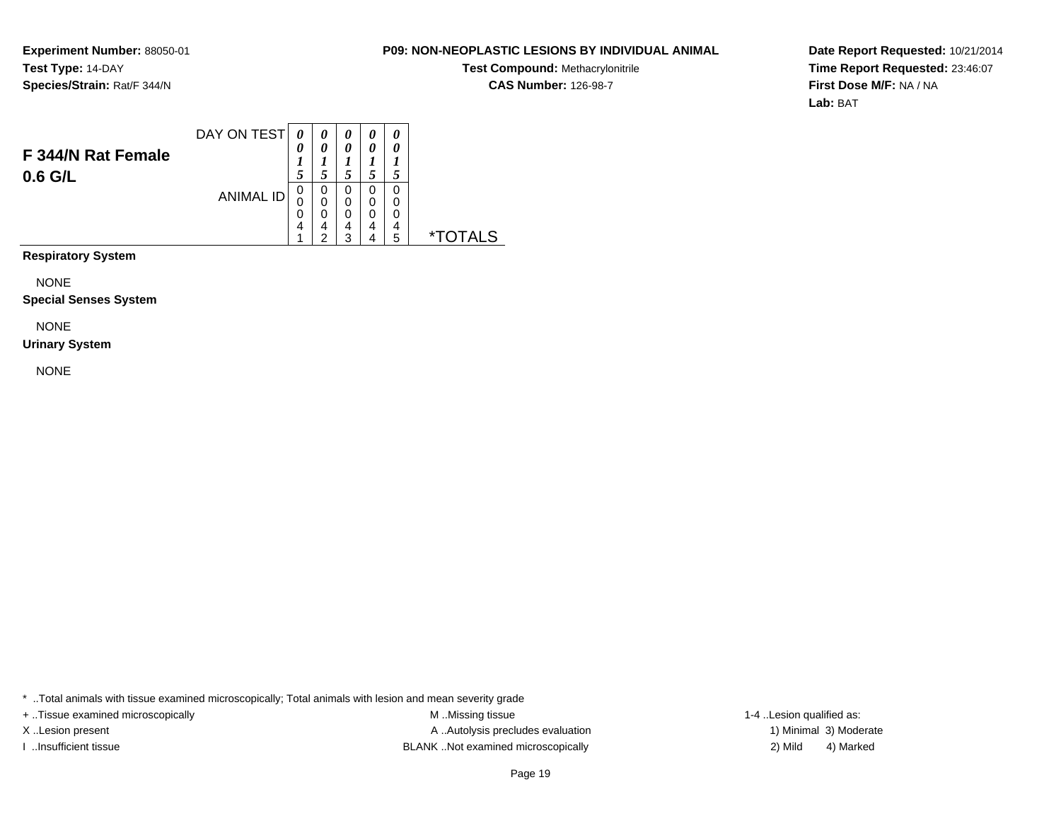**Experiment Number:** 88050-01
**Test Type:** 14-DAY
**Species/Strain:** Rat/F 344/N

**P09: NON-NEOPLASTIC LESIONS BY INDIVIDUAL ANIMAL**
**Test Compound:** Methacrylonitrile
**CAS Number:** 126-98-7

**Date Report Requested:** 10/21/2014
**Time Report Requested:** 23:46:07
**First Dose M/F:** NA / NA
**Lab:** BAT

## F 344/N Rat Female 0.6 G/L

| | | | | | | |
|---|---|---|---|---|---|---|
| DAY ON TEST | *0015* | *0015* | *0015* | *0015* | *0015* | |
| ANIMAL ID | 00041 | 00042 | 00043 | 00044 | 00045 | *TOTALS |

**Respiratory System**

NONE

**Special Senses System**

NONE

**Urinary System**

NONE

* ..Total animals with tissue examined microscopically; Total animals with lesion and mean severity grade
+ ..Tissue examined microscopically
X ..Lesion present
I ..Insufficient tissue

M ..Missing tissue
A ..Autolysis precludes evaluation
BLANK ..Not examined microscopically

1-4 ..Lesion qualified as:
1) Minimal 3) Moderate
2) Mild 4) Marked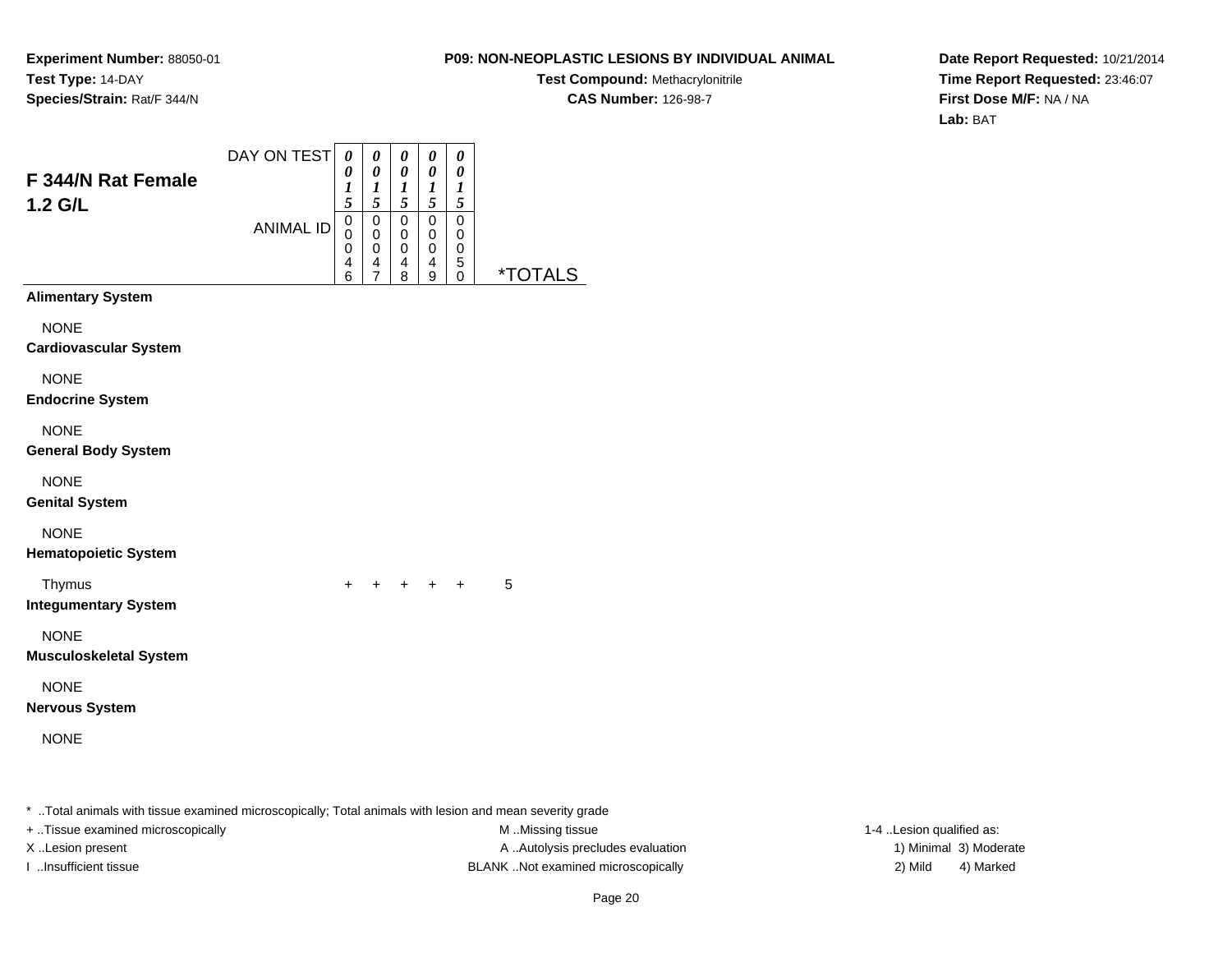**Experiment Number:** 88050-01
**Test Type:** 14-DAY
**Species/Strain:** Rat/F 344/N

**P09: NON-NEOPLASTIC LESIONS BY INDIVIDUAL ANIMAL**
**Test Compound:** Methacrylonitrile
**CAS Number:** 126-98-7

**Date Report Requested:** 10/21/2014
**Time Report Requested:** 23:46:07
**First Dose M/F:** NA / NA
**Lab:** BAT

## F 344/N Rat Female 1.2 G/L

| DAY ON TEST | 0015 | 0015 | 0015 | 0015 | 0015 | |
|---|---|---|---|---|---|---|
| ANIMAL ID | 00046 | 00047 | 00048 | 00049 | 00050 | *TOTALS |
| **Alimentary System** | | | | | | |
| NONE | | | | | | |
| **Cardiovascular System** | | | | | | |
| NONE | | | | | | |
| **Endocrine System** | | | | | | |
| NONE | | | | | | |
| **General Body System** | | | | | | |
| NONE | | | | | | |
| **Genital System** | | | | | | |
| NONE | | | | | | |
| **Hematopoietic System** | | | | | | |
| Thymus | + | + | + | + | + | 5 |
| **Integumentary System** | | | | | | |
| NONE | | | | | | |
| **Musculoskeletal System** | | | | | | |
| NONE | | | | | | |
| **Nervous System** | | | | | | |
| NONE | | | | | | |

* ..Total animals with tissue examined microscopically; Total animals with lesion and mean severity grade
+ ..Tissue examined microscopically
X ..Lesion present
I ..Insufficient tissue

M ..Missing tissue
A ..Autolysis precludes evaluation
BLANK ..Not examined microscopically

1-4 ..Lesion qualified as:
1) Minimal 3) Moderate
2) Mild 4) Marked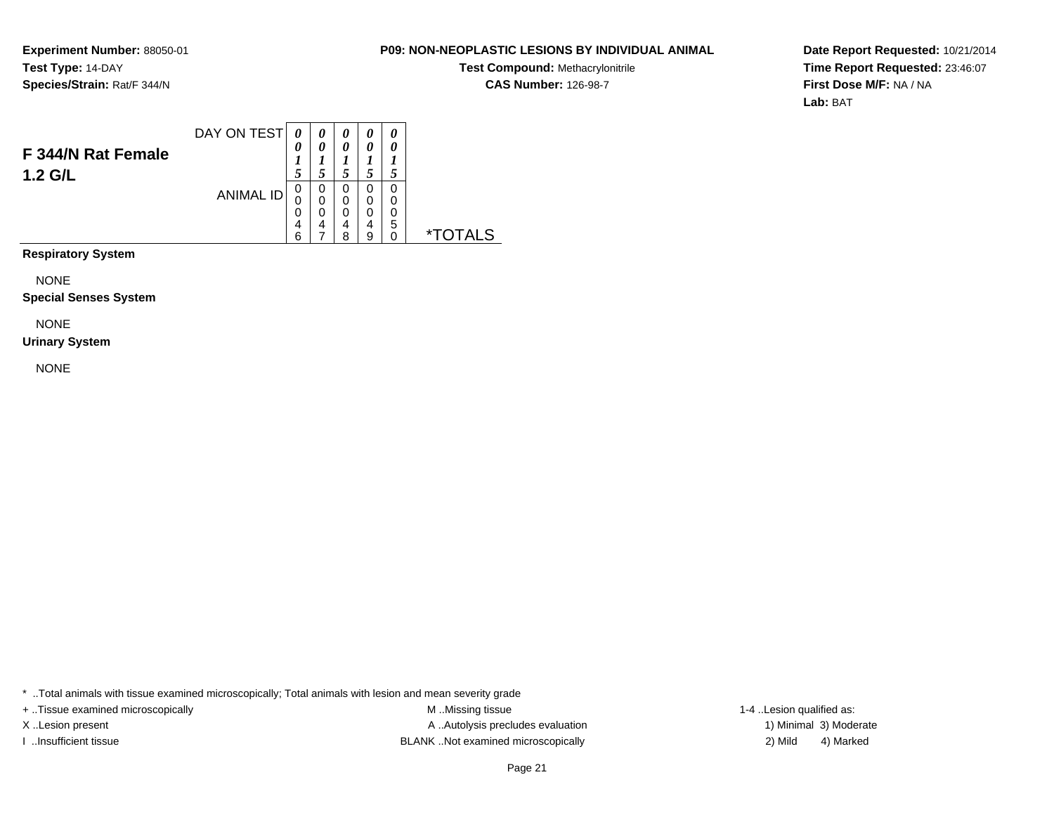**Experiment Number:** 88050-01
**Test Type:** 14-DAY
**Species/Strain:** Rat/F 344/N

**P09: NON-NEOPLASTIC LESIONS BY INDIVIDUAL ANIMAL**
**Test Compound:** Methacrylonitrile
**CAS Number:** 126-98-7

**Date Report Requested:** 10/21/2014
**Time Report Requested:** 23:46:07
**First Dose M/F:** NA / NA
**Lab:** BAT

## F 344/N Rat Female 1.2 G/L

| DAY ON TEST | 0015 | 0015 | 0015 | 0015 | 0015 | |
|---|---|---|---|---|---|---|
| ANIMAL ID | 00046 | 00047 | 00048 | 00049 | 00050 | *TOTALS |
| **Respiratory System** | | | | | | |
| NONE | | | | | | |
| **Special Senses System** | | | | | | |
| NONE | | | | | | |
| **Urinary System** | | | | | | |
| NONE | | | | | | |

* ..Total animals with tissue examined microscopically; Total animals with lesion and mean severity grade
+ ..Tissue examined microscopically
X ..Lesion present
I ..Insufficient tissue
M ..Missing tissue
A ..Autolysis precludes evaluation
BLANK ..Not examined microscopically
1-4 ..Lesion qualified as:
1) Minimal 3) Moderate
2) Mild 4) Marked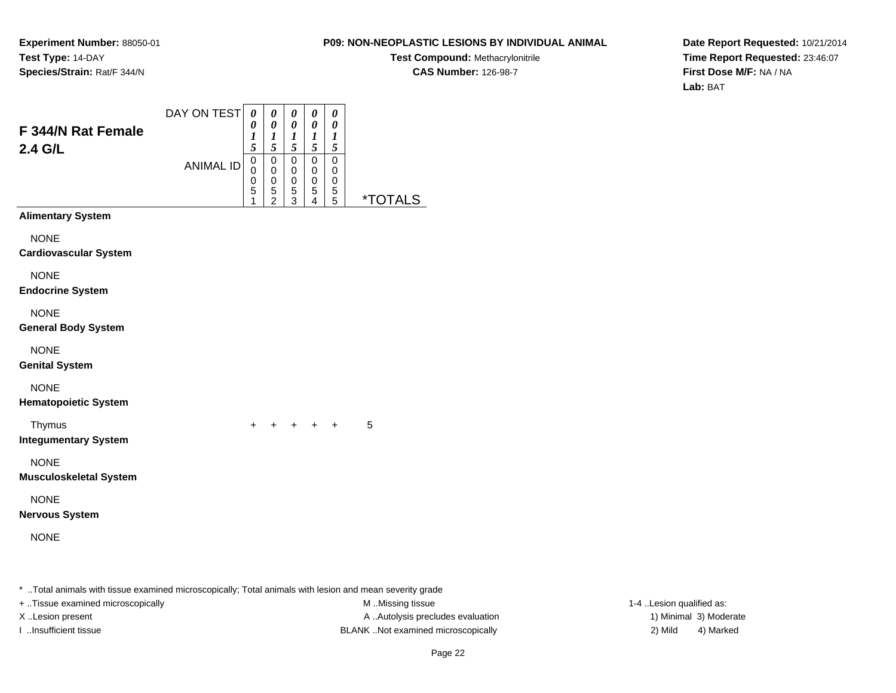**Experiment Number:** 88050-01
**Test Type:** 14-DAY
**Species/Strain:** Rat/F 344/N

**P09: NON-NEOPLASTIC LESIONS BY INDIVIDUAL ANIMAL**
**Test Compound:** Methacrylonitrile
**CAS Number:** 126-98-7

**Date Report Requested:** 10/21/2014
**Time Report Requested:** 23:46:07
**First Dose M/F:** NA / NA
**Lab:** BAT

## F 344/N Rat Female 2.4 G/L

| DAY ON TEST | 0015 | 0015 | 0015 | 0015 | 0015 | |
|---|---|---|---|---|---|---|
| ANIMAL ID | 00051 | 00052 | 00053 | 00054 | 00055 | *TOTALS |
| **Alimentary System** | | | | | | |
| NONE | | | | | | |
| **Cardiovascular System** | | | | | | |
| NONE | | | | | | |
| **Endocrine System** | | | | | | |
| NONE | | | | | | |
| **General Body System** | | | | | | |
| NONE | | | | | | |
| **Genital System** | | | | | | |
| NONE | | | | | | |
| **Hematopoietic System** | | | | | | |
| Thymus | + | + | + | + | + | 5 |
| **Integumentary System** | | | | | | |
| NONE | | | | | | |
| **Musculoskeletal System** | | | | | | |
| NONE | | | | | | |
| **Nervous System** | | | | | | |
| NONE | | | | | | |

* ..Total animals with tissue examined microscopically; Total animals with lesion and mean severity grade
+ ..Tissue examined microscopically
X ..Lesion present
I ..Insufficient tissue
M ..Missing tissue
A ..Autolysis precludes evaluation
BLANK ..Not examined microscopically
1-4 ..Lesion qualified as:
1) Minimal 3) Moderate
2) Mild 4) Marked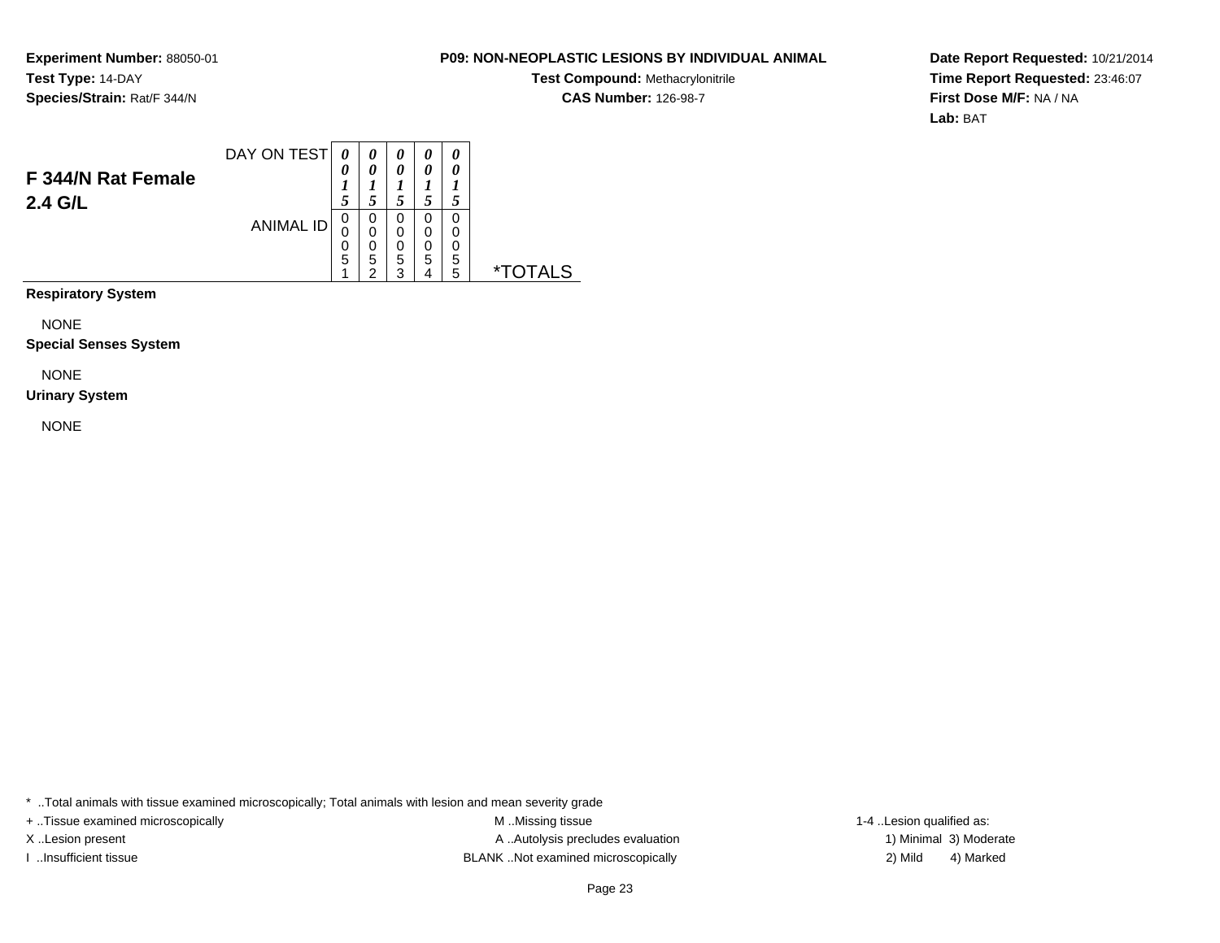**Experiment Number:** 88050-01
**Test Type:** 14-DAY
**Species/Strain:** Rat/F 344/N

**P09: NON-NEOPLASTIC LESIONS BY INDIVIDUAL ANIMAL**
**Test Compound:** Methacrylonitrile
**CAS Number:** 126-98-7

**Date Report Requested:** 10/21/2014
**Time Report Requested:** 23:46:07
**First Dose M/F:** NA / NA
**Lab:** BAT

## F 344/N Rat Female 2.4 G/L

| DAY ON TEST | 0015 | 0015 | 0015 | 0015 | 0015 | |
|---|---|---|---|---|---|---|
| ANIMAL ID | 00051 | 00052 | 00053 | 00054 | 00055 | *TOTALS |

**Respiratory System**

NONE

**Special Senses System**

NONE

**Urinary System**

NONE

* ..Total animals with tissue examined microscopically; Total animals with lesion and mean severity grade
+ ..Tissue examined microscopically
X ..Lesion present
I ..Insufficient tissue
M ..Missing tissue
A ..Autolysis precludes evaluation
BLANK ..Not examined microscopically
1-4 ..Lesion qualified as:
1) Minimal 3) Moderate
2) Mild 4) Marked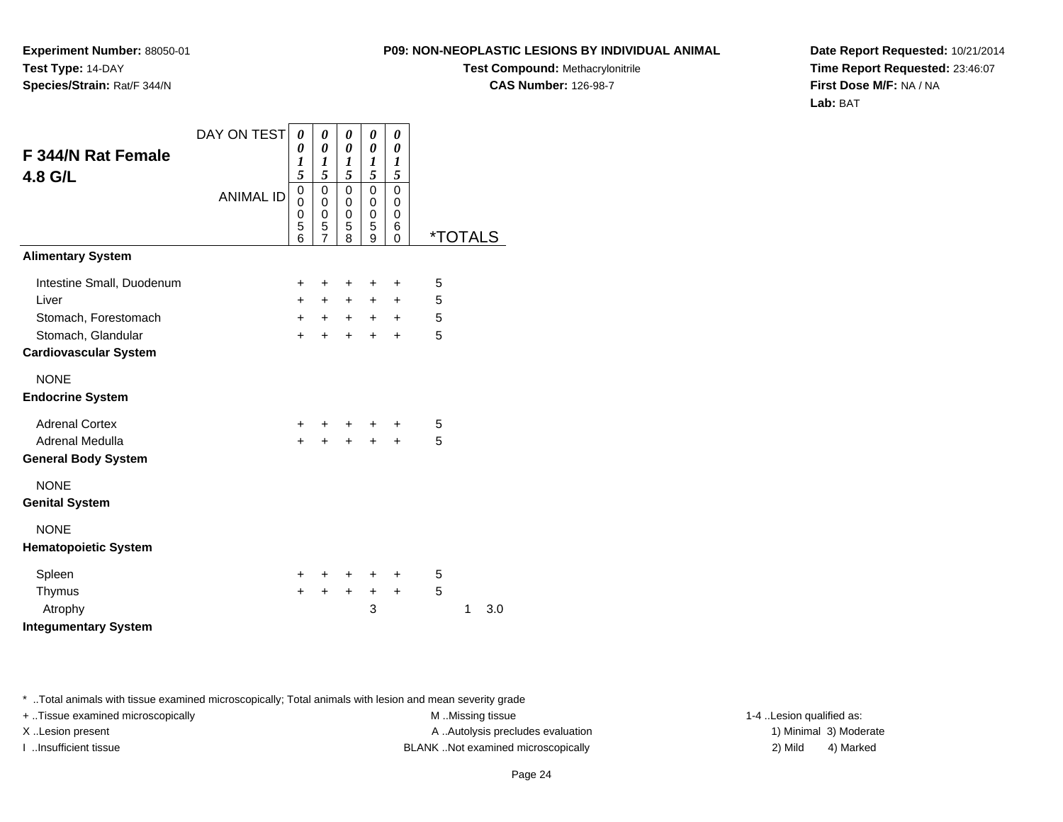**Experiment Number:** 88050-01
**Test Type:** 14-DAY
**Species/Strain:** Rat/F 344/N

**P09: NON-NEOPLASTIC LESIONS BY INDIVIDUAL ANIMAL**
**Test Compound:** Methacrylonitrile
**CAS Number:** 126-98-7

**Date Report Requested:** 10/21/2014
**Time Report Requested:** 23:46:07
**First Dose M/F:** NA / NA
**Lab:** BAT

## F 344/N Rat Female 4.8 G/L

| DAY ON TEST | 0015 | 0015 | 0015 | 0015 | 0015 | | |
|---|---|---|---|---|---|---|---|
| ANIMAL ID | 00056 | 00057 | 00058 | 00059 | 00060 | *TOTALS | |
| **Alimentary System** | | | | | | | |
| Intestine Small, Duodenum | + | + | + | + | + | 5 | |
| Liver | + | + | + | + | + | 5 | |
| Stomach, Forestomach | + | + | + | + | + | 5 | |
| Stomach, Glandular | + | + | + | + | + | 5 | |
| **Cardiovascular System** | | | | | | | |
| NONE | | | | | | | |
| **Endocrine System** | | | | | | | |
| Adrenal Cortex | + | + | + | + | + | 5 | |
| Adrenal Medulla | + | + | + | + | + | 5 | |
| **General Body System** | | | | | | | |
| NONE | | | | | | | |
| **Genital System** | | | | | | | |
| NONE | | | | | | | |
| **Hematopoietic System** | | | | | | | |
| Spleen | + | + | + | + | + | 5 | |
| Thymus | + | + | + | + | + | 5 | |
| Atrophy | | | | 3 | | 1 | 3.0 |
| **Integumentary System** | | | | | | | |

* ..Total animals with tissue examined microscopically; Total animals with lesion and mean severity grade
+ ..Tissue examined microscopically
X ..Lesion present
I ..Insufficient tissue
M ..Missing tissue
A ..Autolysis precludes evaluation
BLANK ..Not examined microscopically
1-4 ..Lesion qualified as:
1) Minimal 3) Moderate
2) Mild 4) Marked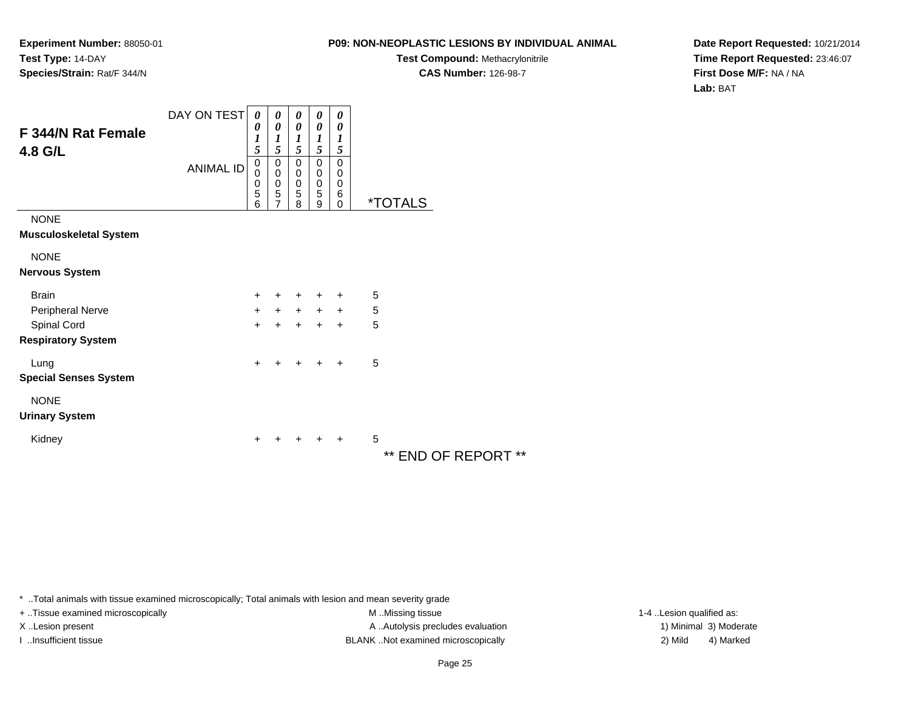**Experiment Number:** 88050-01
**Test Type:** 14-DAY
**Species/Strain:** Rat/F 344/N

**P09: NON-NEOPLASTIC LESIONS BY INDIVIDUAL ANIMAL**
**Test Compound:** Methacrylonitrile
**CAS Number:** 126-98-7

**Date Report Requested:** 10/21/2014
**Time Report Requested:** 23:46:07
**First Dose M/F:** NA / NA
**Lab:** BAT

## F 344/N Rat Female 4.8 G/L

| DAY ON TEST | 0015 | 0015 | 0015 | 0015 | 0015 | |
|---|---|---|---|---|---|---|
| ANIMAL ID | 00056 | 00057 | 00058 | 00059 | 00060 | *TOTALS |
| NONE | | | | | | |
| **Musculoskeletal System** | | | | | | |
| NONE | | | | | | |
| **Nervous System** | | | | | | |
| Brain | + | + | + | + | + | 5 |
| Peripheral Nerve | + | + | + | + | + | 5 |
| Spinal Cord | + | + | + | + | + | 5 |
| **Respiratory System** | | | | | | |
| Lung | + | + | + | + | + | 5 |
| **Special Senses System** | | | | | | |
| NONE | | | | | | |
| **Urinary System** | | | | | | |
| Kidney | + | + | + | + | + | 5 |

** END OF REPORT **

* ..Total animals with tissue examined microscopically; Total animals with lesion and mean severity grade
+ ..Tissue examined microscopically
X ..Lesion present
I ..Insufficient tissue
M ..Missing tissue
A ..Autolysis precludes evaluation
BLANK ..Not examined microscopically
1-4 ..Lesion qualified as:
1) Minimal 3) Moderate
2) Mild 4) Marked